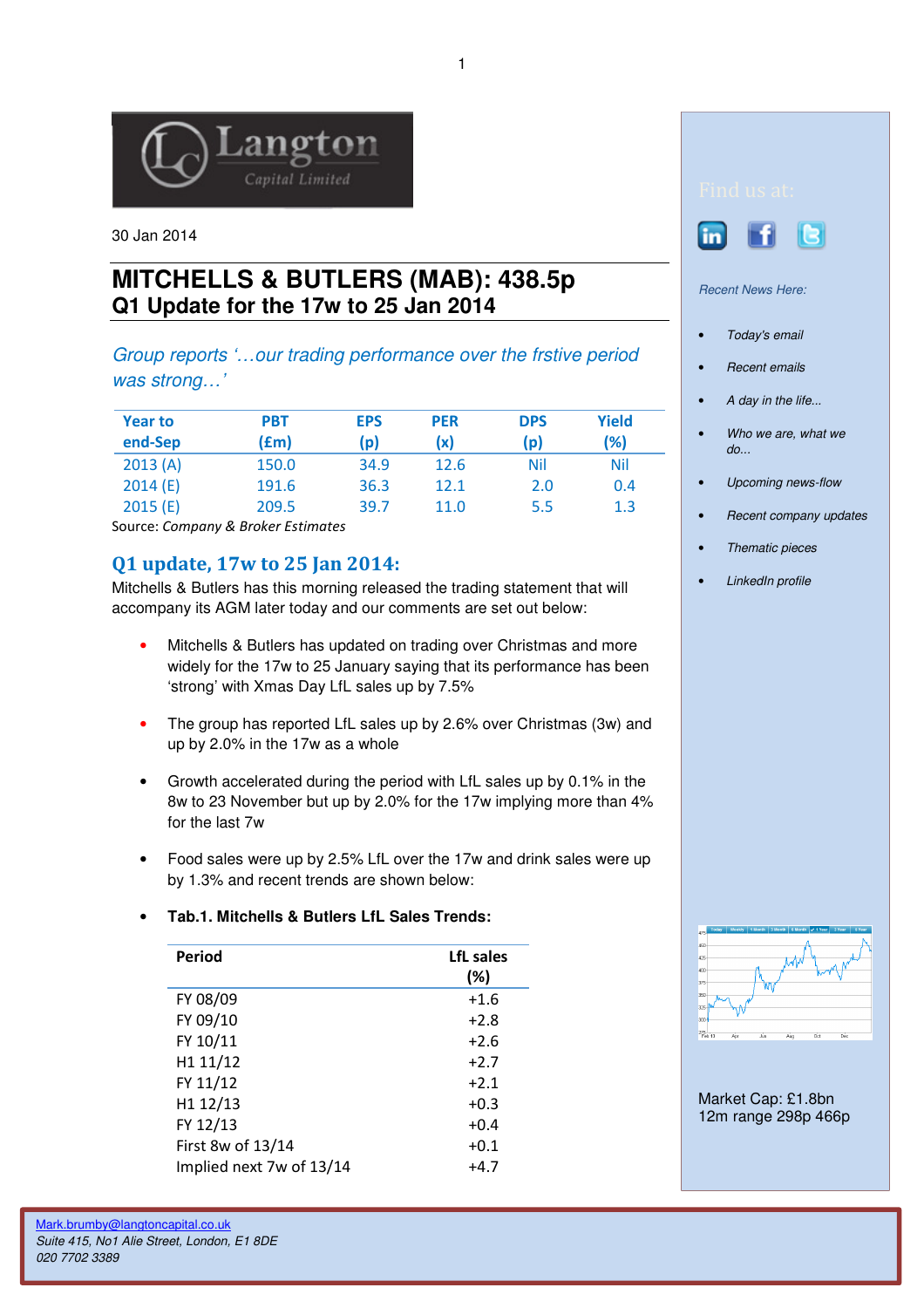30 Jan 2014

# MITCHELLS & BUTLERS (MAB): 438.5p
## Q1 Update for the 17w to 25 Jan 2014

*Group reports '…our trading performance over the frstive period was strong…'*

| Year to end-Sep | PBT (£m) | EPS (p) | PER (x) | DPS (p) | Yield (%) |
|---|---|---|---|---|---|
| 2013 (A) | 150.0 | 34.9 | 12.6 | Nil | Nil |
| 2014 (E) | 191.6 | 36.3 | 12.1 | 2.0 | 0.4 |
| 2015 (E) | 209.5 | 39.7 | 11.0 | 5.5 | 1.3 |

Source: *Company & Broker Estimates*

## Q1 update, 17w to 25 Jan 2014:

Mitchells & Butlers has this morning released the trading statement that will accompany its AGM later today and our comments are set out below:

- Mitchells & Butlers has updated on trading over Christmas and more widely for the 17w to 25 January saying that its performance has been 'strong' with Xmas Day LfL sales up by 7.5%
- The group has reported LfL sales up by 2.6% over Christmas (3w) and up by 2.0% in the 17w as a whole
- Growth accelerated during the period with LfL sales up by 0.1% in the 8w to 23 November but up by 2.0% for the 17w implying more than 4% for the last 7w
- Food sales were up by 2.5% LfL over the 17w and drink sales were up by 1.3% and recent trends are shown below:
- **Tab.1. Mitchells & Butlers LfL Sales Trends:**

| Period | LfL sales (%) |
|---|---|
| FY 08/09 | +1.6 |
| FY 09/10 | +2.8 |
| FY 10/11 | +2.6 |
| H1 11/12 | +2.7 |
| FY 11/12 | +2.1 |
| H1 12/13 | +0.3 |
| FY 12/13 | +0.4 |
| First 8w of 13/14 | +0.1 |
| Implied next 7w of 13/14 | +4.7 |

Find us at:

*Recent News Here:*

- *Today's email*
- *Recent emails*
- *A day in the life...*
- *Who we are, what we do...*
- *Upcoming news-flow*
- *Recent company updates*
- *Thematic pieces*
- *LinkedIn profile*

Market Cap: £1.8bn
12m range 298p 466p

Mark.brumby@langtoncapital.co.uk
*Suite 415, No1 Alie Street, London, E1 8DE*
*020 7702 3389*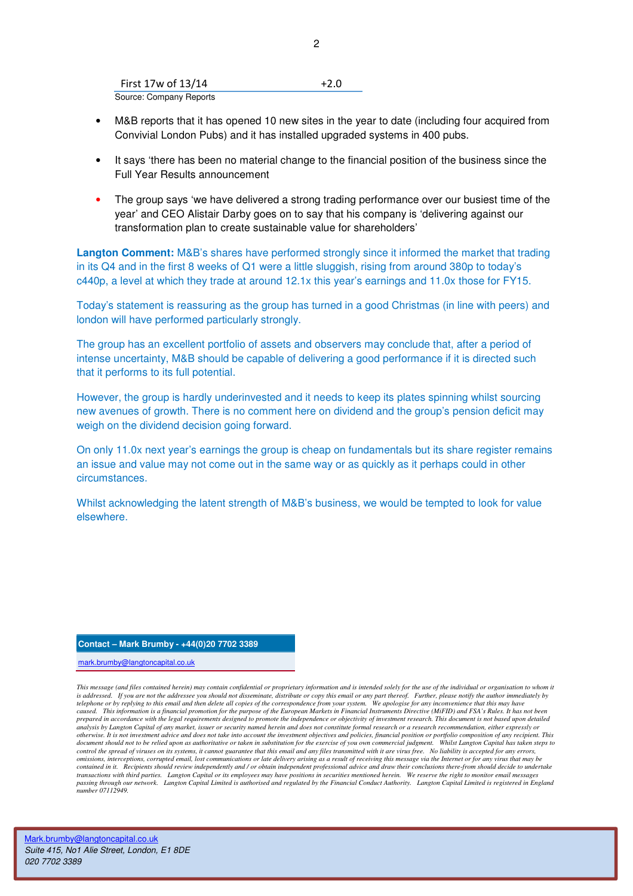| | |
|---|---|
| First 17w of 13/14 | +2.0 |

Source: Company Reports

- M&B reports that it has opened 10 new sites in the year to date (including four acquired from Convivial London Pubs) and it has installed upgraded systems in 400 pubs.
- It says 'there has been no material change to the financial position of the business since the Full Year Results announcement
- The group says 'we have delivered a strong trading performance over our busiest time of the year' and CEO Alistair Darby goes on to say that his company is 'delivering against our transformation plan to create sustainable value for shareholders'

**Langton Comment:** M&B's shares have performed strongly since it informed the market that trading in its Q4 and in the first 8 weeks of Q1 were a little sluggish, rising from around 380p to today's c440p, a level at which they trade at around 12.1x this year's earnings and 11.0x those for FY15.

Today's statement is reassuring as the group has turned in a good Christmas (in line with peers) and london will have performed particularly strongly.

The group has an excellent portfolio of assets and observers may conclude that, after a period of intense uncertainty, M&B should be capable of delivering a good performance if it is directed such that it performs to its full potential.

However, the group is hardly underinvested and it needs to keep its plates spinning whilst sourcing new avenues of growth. There is no comment here on dividend and the group's pension deficit may weigh on the dividend decision going forward.

On only 11.0x next year's earnings the group is cheap on fundamentals but its share register remains an issue and value may not come out in the same way or as quickly as it perhaps could in other circumstances.

Whilst acknowledging the latent strength of M&B's business, we would be tempted to look for value elsewhere.

**Contact – Mark Brumby - +44(0)20 7702 3389**

mark.brumby@langtoncapital.co.uk

*This message (and files contained herein) may contain confidential or proprietary information and is intended solely for the use of the individual or organisation to whom it is addressed. If you are not the addressee you should not disseminate, distribute or copy this email or any part thereof. Further, please notify the author immediately by telephone or by replying to this email and then delete all copies of the correspondence from your system. We apologise for any inconvenience that this may have caused. This information is a financial promotion for the purpose of the European Markets in Financial Instruments Directive (MiFID) and FSA's Rules. It has not been prepared in accordance with the legal requirements designed to promote the independence or objectivity of investment research. This document is not based upon detailed analysis by Langton Capital of any market, issuer or security named herein and does not constitute formal research or a research recommendation, either expressly or otherwise. It is not investment advice and does not take into account the investment objectives and policies, financial position or portfolio composition of any recipient. This document should not to be relied upon as authoritative or taken in substitution for the exercise of you own commercial judgment. Whilst Langton Capital has taken steps to control the spread of viruses on its systems, it cannot guarantee that this email and any files transmitted with it are virus free. No liability is accepted for any errors, omissions, interceptions, corrupted email, lost communications or late delivery arising as a result of receiving this message via the Internet or for any virus that may be contained in it. Recipients should review independently and / or obtain independent professional advice and draw their conclusions there-from should decide to undertake transactions with third parties. Langton Capital or its employees may have positions in securities mentioned herein. We reserve the right to monitor email messages passing through our network. Langton Capital Limited is authorised and regulated by the Financial Conduct Authority. Langton Capital Limited is registered in England number 07112949.*

Mark.brumby@langtoncapital.co.uk
*Suite 415, No1 Alie Street, London, E1 8DE*
*020 7702 3389*